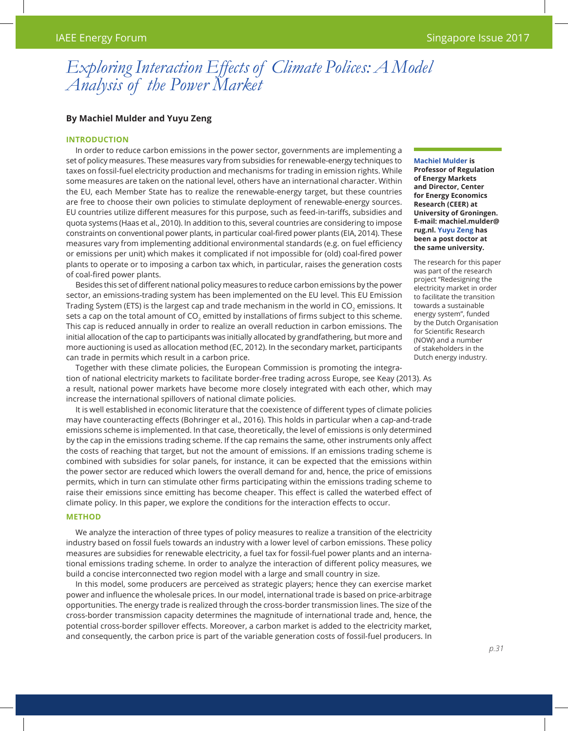# Exploring Interaction Effects of Climate Polices: A Model Analysis of the Power Market

**By Machiel Mulder and Yuyu Zeng**

**Machiel Mulder is Professor of Regulation of Energy Markets and Director, Center for Energy Economics Research (CEER) at University of Groningen. E-mail: machiel.mulder@rug.nl. Yuyu Zeng has been a post doctor at the same university.**

The research for this paper was part of the research project "Redesigning the electricity market in order to facilitate the transition towards a sustainable energy system", funded by the Dutch Organisation for Scientific Research (NOW) and a number of stakeholders in the Dutch energy industry.

## INTRODUCTION

In order to reduce carbon emissions in the power sector, governments are implementing a set of policy measures. These measures vary from subsidies for renewable-energy techniques to taxes on fossil-fuel electricity production and mechanisms for trading in emission rights. While some measures are taken on the national level, others have an international character. Within the EU, each Member State has to realize the renewable-energy target, but these countries are free to choose their own policies to stimulate deployment of renewable-energy sources. EU countries utilize different measures for this purpose, such as feed-in-tariffs, subsidies and quota systems (Haas et al., 2010). In addition to this, several countries are considering to impose constraints on conventional power plants, in particular coal-fired power plants (EIA, 2014). These measures vary from implementing additional environmental standards (e.g. on fuel efficiency or emissions per unit) which makes it complicated if not impossible for (old) coal-fired power plants to operate or to imposing a carbon tax which, in particular, raises the generation costs of coal-fired power plants.

Besides this set of different national policy measures to reduce carbon emissions by the power sector, an emissions-trading system has been implemented on the EU level. This EU Emission Trading System (ETS) is the largest cap and trade mechanism in the world in $CO_2$ emissions. It sets a cap on the total amount of $CO_2$ emitted by installations of firms subject to this scheme. This cap is reduced annually in order to realize an overall reduction in carbon emissions. The initial allocation of the cap to participants was initially allocated by grandfathering, but more and more auctioning is used as allocation method (EC, 2012). In the secondary market, participants can trade in permits which result in a carbon price.

Together with these climate policies, the European Commission is promoting the integration of national electricity markets to facilitate border-free trading across Europe, see Keay (2013). As a result, national power markets have become more closely integrated with each other, which may increase the international spillovers of national climate policies.

It is well established in economic literature that the coexistence of different types of climate policies may have counteracting effects (Bohringer et al., 2016). This holds in particular when a cap-and-trade emissions scheme is implemented. In that case, theoretically, the level of emissions is only determined by the cap in the emissions trading scheme. If the cap remains the same, other instruments only affect the costs of reaching that target, but not the amount of emissions. If an emissions trading scheme is combined with subsidies for solar panels, for instance, it can be expected that the emissions within the power sector are reduced which lowers the overall demand for and, hence, the price of emissions permits, which in turn can stimulate other firms participating within the emissions trading scheme to raise their emissions since emitting has become cheaper. This effect is called the waterbed effect of climate policy. In this paper, we explore the conditions for the interaction effects to occur.

## METHOD

We analyze the interaction of three types of policy measures to realize a transition of the electricity industry based on fossil fuels towards an industry with a lower level of carbon emissions. These policy measures are subsidies for renewable electricity, a fuel tax for fossil-fuel power plants and an international emissions trading scheme. In order to analyze the interaction of different policy measures, we build a concise interconnected two region model with a large and small country in size.

In this model, some producers are perceived as strategic players; hence they can exercise market power and influence the wholesale prices. In our model, international trade is based on price-arbitrage opportunities. The energy trade is realized through the cross-border transmission lines. The size of the cross-border transmission capacity determines the magnitude of international trade and, hence, the potential cross-border spillover effects. Moreover, a carbon market is added to the electricity market, and consequently, the carbon price is part of the variable generation costs of fossil-fuel producers. In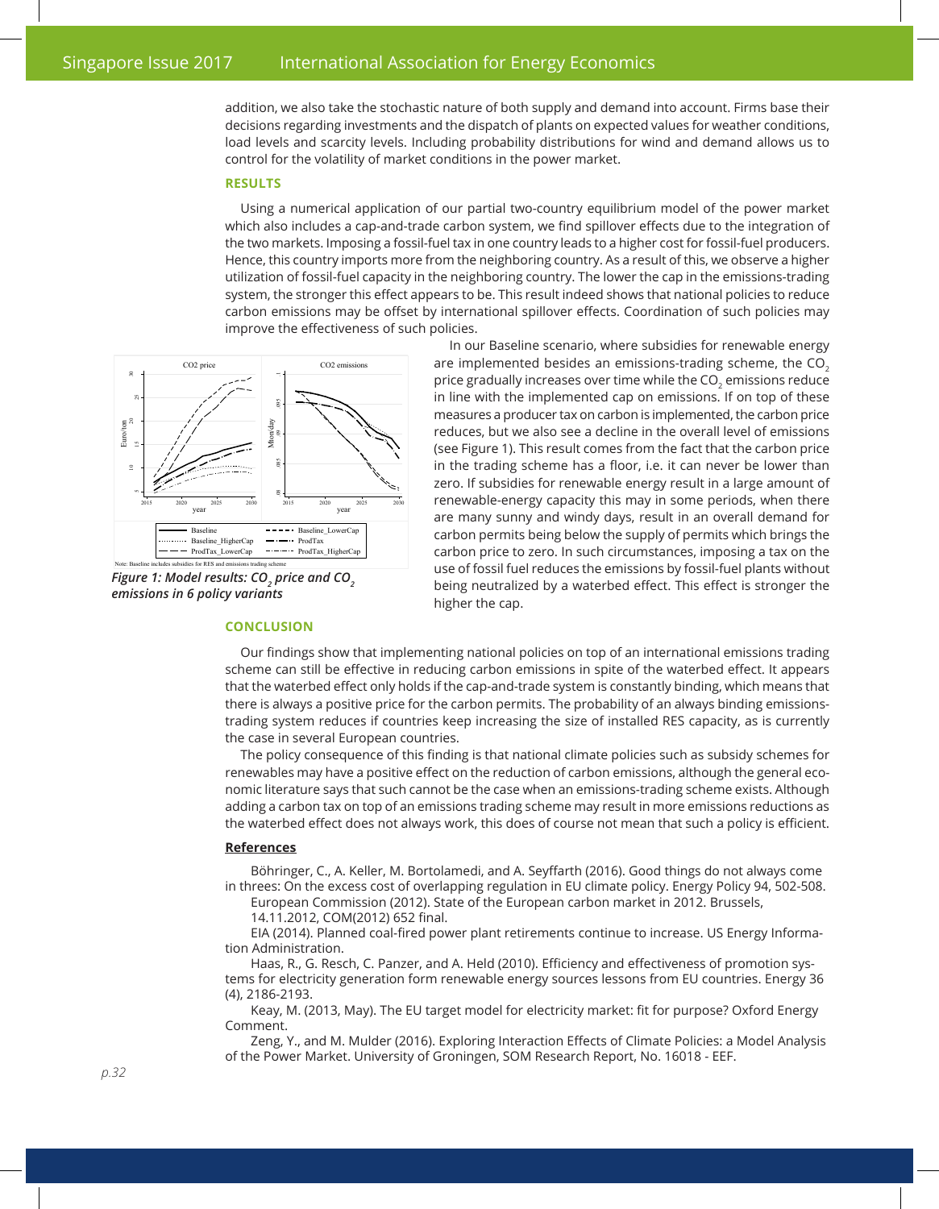addition, we also take the stochastic nature of both supply and demand into account. Firms base their decisions regarding investments and the dispatch of plants on expected values for weather conditions, load levels and scarcity levels. Including probability distributions for wind and demand allows us to control for the volatility of market conditions in the power market.

## RESULTS

Using a numerical application of our partial two-country equilibrium model of the power market which also includes a cap-and-trade carbon system, we find spillover effects due to the integration of the two markets. Imposing a fossil-fuel tax in one country leads to a higher cost for fossil-fuel producers. Hence, this country imports more from the neighboring country. As a result of this, we observe a higher utilization of fossil-fuel capacity in the neighboring country. The lower the cap in the emissions-trading system, the stronger this effect appears to be. This result indeed shows that national policies to reduce carbon emissions may be offset by international spillover effects. Coordination of such policies may improve the effectiveness of such policies.

CO2 price

Euro/ton

30
25
20
15
10
5

2015 2020 2025 2030

year

CO2 emissions

Mton/day

.1
.095
.09
.085
.08

2015 2020 2025 2030

year

Baseline
Baseline_LowerCap
Baseline_HigherCap
ProdTax
ProdTax_LowerCap
ProdTax_HigherCap

Note: Baseline includes subsidies for RES and emissions trading scheme

*Figure 1: Model results: $CO_2$ price and $CO_2$ emissions in 6 policy variants*

In our Baseline scenario, where subsidies for renewable energy are implemented besides an emissions-trading scheme, the $CO_2$ price gradually increases over time while the $CO_2$ emissions reduce in line with the implemented cap on emissions. If on top of these measures a producer tax on carbon is implemented, the carbon price reduces, but we also see a decline in the overall level of emissions (see Figure 1). This result comes from the fact that the carbon price in the trading scheme has a floor, i.e. it can never be lower than zero. If subsidies for renewable energy result in a large amount of renewable-energy capacity this may in some periods, when there are many sunny and windy days, result in an overall demand for carbon permits being below the supply of permits which brings the carbon price to zero. In such circumstances, imposing a tax on the use of fossil fuel reduces the emissions by fossil-fuel plants without being neutralized by a waterbed effect. This effect is stronger the higher the cap.

## CONCLUSION

Our findings show that implementing national policies on top of an international emissions trading scheme can still be effective in reducing carbon emissions in spite of the waterbed effect. It appears that the waterbed effect only holds if the cap-and-trade system is constantly binding, which means that there is always a positive price for the carbon permits. The probability of an always binding emissions-trading system reduces if countries keep increasing the size of installed RES capacity, as is currently the case in several European countries.

The policy consequence of this finding is that national climate policies such as subsidy schemes for renewables may have a positive effect on the reduction of carbon emissions, although the general economic literature says that such cannot be the case when an emissions-trading scheme exists. Although adding a carbon tax on top of an emissions trading scheme may result in more emissions reductions as the waterbed effect does not always work, this does of course not mean that such a policy is efficient.

## References

Böhringer, C., A. Keller, M. Bortolamedi, and A. Seyffarth (2016). Good things do not always come in threes: On the excess cost of overlapping regulation in EU climate policy. Energy Policy 94, 502-508.

European Commission (2012). State of the European carbon market in 2012. Brussels, 14.11.2012, COM(2012) 652 final.

EIA (2014). Planned coal-fired power plant retirements continue to increase. US Energy Information Administration.

Haas, R., G. Resch, C. Panzer, and A. Held (2010). Efficiency and effectiveness of promotion systems for electricity generation form renewable energy sources lessons from EU countries. Energy 36 (4), 2186-2193.

Keay, M. (2013, May). The EU target model for electricity market: fit for purpose? Oxford Energy Comment.

Zeng, Y., and M. Mulder (2016). Exploring Interaction Effects of Climate Policies: a Model Analysis of the Power Market. University of Groningen, SOM Research Report, No. 16018 - EEF.